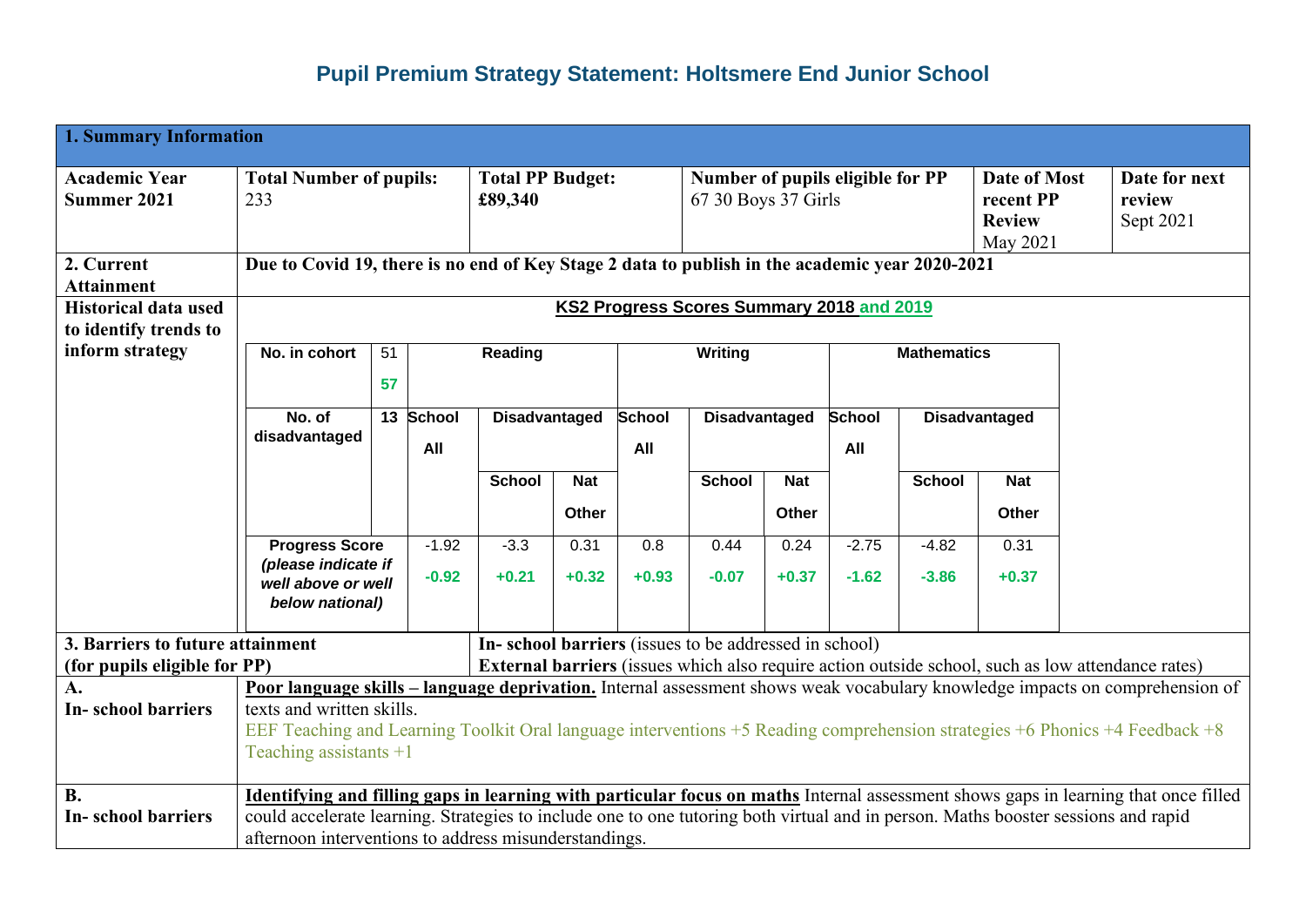# Pupil Premium Strategy Statement: Holtsmere End Junior School

## 1. Summary Information

| Academic Year | Total Number of pupils: | Total PP Budget: | Number of pupils eligible for PP | Date of Most recent PP Review | Date for next review |
|---|---|---|---|---|---|
| Summer 2021 | 233 | £89,340 | 67 30 Boys 37 Girls | May 2021 | Sept 2021 |

**2. Current Attainment**

**Due to Covid 19, there is no end of Key Stage 2 data to publish in the academic year 2020-2021**

**Historical data used to identify trends to inform strategy**

**KS2 Progress Scores Summary 2018 and 2019**

| No. in cohort | 51 / 57 | Reading | | | Writing | | | Mathematics | | |
|---|---|---|---|---|---|---|---|---|---|---|
| No. of disadvantaged | 13 | School All | Disadvantaged | | School All | Disadvantaged | | School All | Disadvantaged | |
| | | | School | Nat Other | | School | Nat Other | | School | Nat Other |
| **Progress Score** *(please indicate if well above or well below national)* | | -1.92 / -0.92 | -3.3 / +0.21 | 0.31 / +0.32 | 0.8 / +0.93 | 0.44 / -0.07 | 0.24 / +0.37 | -2.75 / -1.62 | -4.82 / -3.86 | 0.31 / +0.37 |

## 3. Barriers to future attainment (for pupils eligible for PP)

**In- school barriers** (issues to be addressed in school)
**External barriers** (issues which also require action outside school, such as low attendance rates)

| | |
|---|---|
| **A. In- school barriers** | **Poor language skills – language deprivation.** Internal assessment shows weak vocabulary knowledge impacts on comprehension of texts and written skills. EEF Teaching and Learning Toolkit Oral language interventions +5 Reading comprehension strategies +6 Phonics +4 Feedback +8 Teaching assistants +1 |
| **B. In- school barriers** | **Identifying and filling gaps in learning with particular focus on maths** Internal assessment shows gaps in learning that once filled could accelerate learning. Strategies to include one to one tutoring both virtual and in person. Maths booster sessions and rapid afternoon interventions to address misunderstandings. |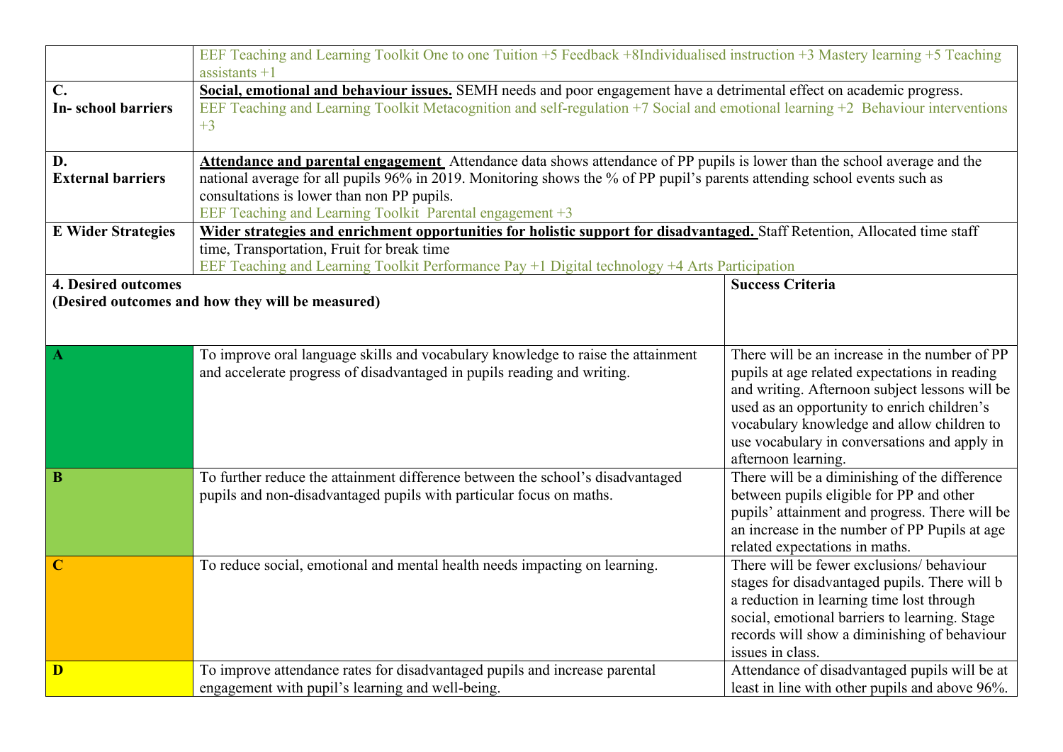| | |
|---|---|
| | EEF Teaching and Learning Toolkit One to one Tuition +5 Feedback +8Individualised instruction +3 Mastery learning +5 Teaching assistants +1 |
| **C.**<br>**In- school barriers** | **<u>Social, emotional and behaviour issues.</u>** SEMH needs and poor engagement have a detrimental effect on academic progress.<br>EEF Teaching and Learning Toolkit Metacognition and self-regulation +7 Social and emotional learning +2 Behaviour interventions +3 |
| **D.**<br>**External barriers** | **<u>Attendance and parental engagement</u>** Attendance data shows attendance of PP pupils is lower than the school average and the national average for all pupils 96% in 2019. Monitoring shows the % of PP pupil's parents attending school events such as consultations is lower than non PP pupils.<br>EEF Teaching and Learning Toolkit Parental engagement +3 |
| **E Wider Strategies** | **<u>Wider strategies and enrichment opportunities for holistic support for disadvantaged.</u>** Staff Retention, Allocated time staff time, Transportation, Fruit for break time<br>EEF Teaching and Learning Toolkit Performance Pay +1 Digital technology +4 Arts Participation |

| **4. Desired outcomes**<br>**(Desired outcomes and how they will be measured)** | | **Success Criteria** |
|---|---|---|
| **A** | To improve oral language skills and vocabulary knowledge to raise the attainment and accelerate progress of disadvantaged in pupils reading and writing. | There will be an increase in the number of PP pupils at age related expectations in reading and writing. Afternoon subject lessons will be used as an opportunity to enrich children's vocabulary knowledge and allow children to use vocabulary in conversations and apply in afternoon learning. |
| **B** | To further reduce the attainment difference between the school's disadvantaged pupils and non-disadvantaged pupils with particular focus on maths. | There will be a diminishing of the difference between pupils eligible for PP and other pupils' attainment and progress. There will be an increase in the number of PP Pupils at age related expectations in maths. |
| **C** | To reduce social, emotional and mental health needs impacting on learning. | There will be fewer exclusions/ behaviour stages for disadvantaged pupils. There will b a reduction in learning time lost through social, emotional barriers to learning. Stage records will show a diminishing of behaviour issues in class. |
| **D** | To improve attendance rates for disadvantaged pupils and increase parental engagement with pupil's learning and well-being. | Attendance of disadvantaged pupils will be at least in line with other pupils and above 96%. |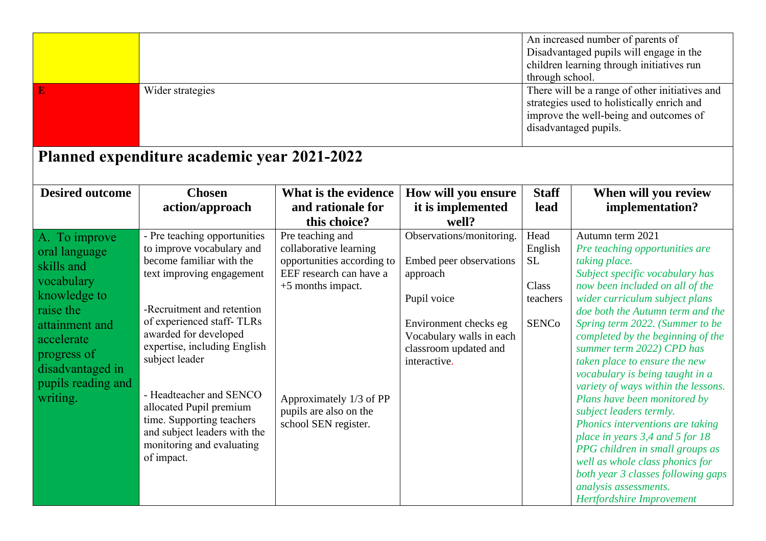| | | |
|---|---|---|
| | | An increased number of parents of Disadvantaged pupils will engage in the children learning through initiatives run through school. |
| E | Wider strategies | There will be a range of other initiatives and strategies used to holistically enrich and improve the well-being and outcomes of disadvantaged pupils. |

## Planned expenditure academic year 2021-2022

| Desired outcome | Chosen action/approach | What is the evidence and rationale for this choice? | How will you ensure it is implemented well? | Staff lead | When will you review implementation? |
|---|---|---|---|---|---|
| A. To improve oral language skills and vocabulary knowledge to raise the attainment and accelerate progress of disadvantaged in pupils reading and writing. | - Pre teaching opportunities to improve vocabulary and become familiar with the text improving engagement<br><br>-Recruitment and retention of experienced staff- TLRs awarded for developed expertise, including English subject leader<br><br>- Headteacher and SENCO allocated Pupil premium time. Supporting teachers and subject leaders with the monitoring and evaluating of impact. | Pre teaching and collaborative learning opportunities according to EEF research can have a +5 months impact.<br><br>Approximately 1/3 of PP pupils are also on the school SEN register. | Observations/monitoring.<br><br>Embed peer observations approach<br><br>Pupil voice<br><br>Environment checks eg Vocabulary walls in each classroom updated and interactive. | Head English SL<br><br>Class teachers<br><br>SENCo | Autumn term 2021<br>*Pre teaching opportunities are taking place.*<br>*Subject specific vocabulary has now been included on all of the wider curriculum subject plans doe both the Autumn term and the Spring term 2022. (Summer to be completed by the beginning of the summer term 2022) CPD has taken place to ensure the new vocabulary is being taught in a variety of ways within the lessons.*<br>*Plans have been monitored by subject leaders termly.*<br>*Phonics interventions are taking place in years 3,4 and 5 for 18 PPG children in small groups as well as whole class phonics for both year 3 classes following gaps analysis assessments.*<br>*Hertfordshire Improvement* |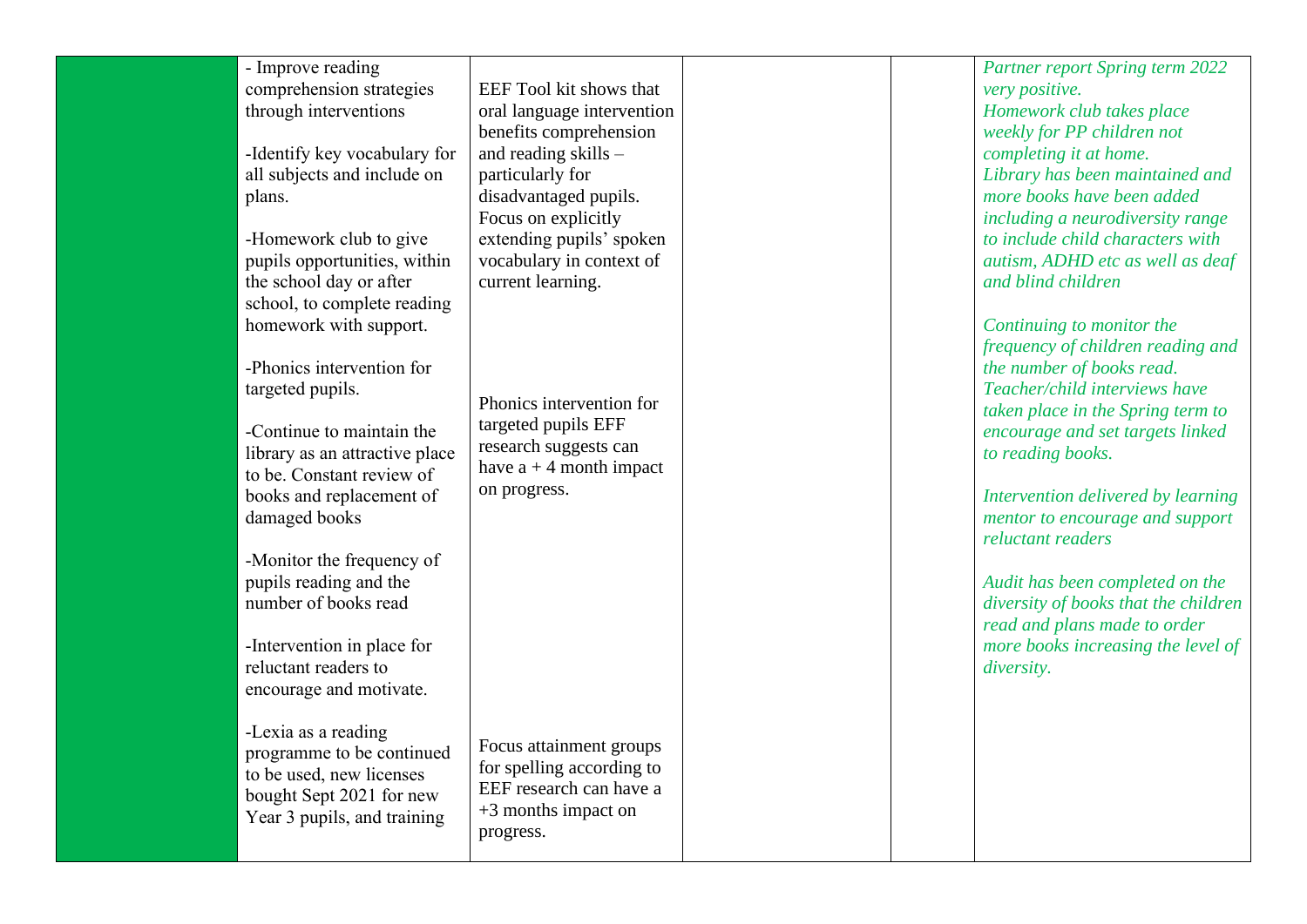|  | - Improve reading comprehension strategies through interventions<br><br>-Identify key vocabulary for all subjects and include on plans.<br><br>-Homework club to give pupils opportunities, within the school day or after school, to complete reading homework with support.<br><br>-Phonics intervention for targeted pupils.<br><br>-Continue to maintain the library as an attractive place to be. Constant review of books and replacement of damaged books<br><br>-Monitor the frequency of pupils reading and the number of books read<br><br>-Intervention in place for reluctant readers to encourage and motivate.<br><br>-Lexia as a reading programme to be continued to be used, new licenses bought Sept 2021 for new Year 3 pupils, and training | EEF Tool kit shows that oral language intervention benefits comprehension and reading skills – particularly for disadvantaged pupils. Focus on explicitly extending pupils' spoken vocabulary in context of current learning.<br><br>Phonics intervention for targeted pupils EFF research suggests can have a + 4 month impact on progress.<br><br>Focus attainment groups for spelling according to EEF research can have a +3 months impact on progress. |  |  | *Partner report Spring term 2022 very positive.*<br>*Homework club takes place weekly for PP children not completing it at home.*<br>*Library has been maintained and more books have been added including a neurodiversity range to include child characters with autism, ADHD etc as well as deaf and blind children*<br><br>*Continuing to monitor the frequency of children reading and the number of books read.*<br>*Teacher/child interviews have taken place in the Spring term to encourage and set targets linked to reading books.*<br><br>*Intervention delivered by learning mentor to encourage and support reluctant readers*<br><br>*Audit has been completed on the diversity of books that the children read and plans made to order more books increasing the level of diversity.* |
|---|---|---|---|---|---|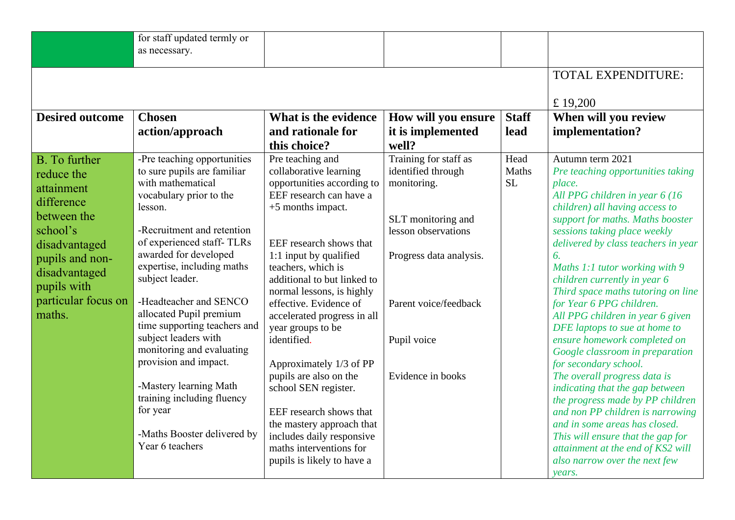| | for staff updated termly or as necessary. | | | | |
|---|---|---|---|---|---|
| | | | | | TOTAL EXPENDITURE:<br><br>£ 19,200 |
| **Desired outcome** | **Chosen action/approach** | **What is the evidence and rationale for this choice?** | **How will you ensure it is implemented well?** | **Staff lead** | **When will you review implementation?** |
| B. To further reduce the attainment difference between the school's disadvantaged pupils and non-disadvantaged pupils with particular focus on maths. | -Pre teaching opportunities to sure pupils are familiar with mathematical vocabulary prior to the lesson.<br><br>-Recruitment and retention of experienced staff- TLRs awarded for developed expertise, including maths subject leader.<br><br>-Headteacher and SENCO allocated Pupil premium time supporting teachers and subject leaders with monitoring and evaluating provision and impact.<br><br>-Mastery learning Math training including fluency for year<br><br>-Maths Booster delivered by Year 6 teachers | Pre teaching and collaborative learning opportunities according to EEF research can have a +5 months impact.<br><br>EEF research shows that 1:1 input by qualified teachers, which is additional to but linked to normal lessons, is highly effective. Evidence of accelerated progress in all year groups to be identified.<br><br>Approximately 1/3 of PP pupils are also on the school SEN register.<br><br>EEF research shows that the mastery approach that includes daily responsive maths interventions for pupils is likely to have a | Training for staff as identified through monitoring.<br><br>SLT monitoring and lesson observations<br><br>Progress data analysis.<br><br>Parent voice/feedback<br><br>Pupil voice<br><br>Evidence in books | Head<br>Maths SL | Autumn term 2021<br>*Pre teaching opportunities taking place.*<br>*All PPG children in year 6 (16 children) all having access to support for maths. Maths booster sessions taking place weekly delivered by class teachers in year 6.*<br>*Maths 1:1 tutor working with 9 children currently in year 6*<br>*Third space maths tutoring on line for Year 6 PPG children.*<br>*All PPG children in year 6 given DFE laptops to sue at home to ensure homework completed on Google classroom in preparation for secondary school.*<br>*The overall progress data is indicating that the gap between the progress made by PP children and non PP children is narrowing and in some areas has closed.*<br>*This will ensure that the gap for attainment at the end of KS2 will also narrow over the next few years.* |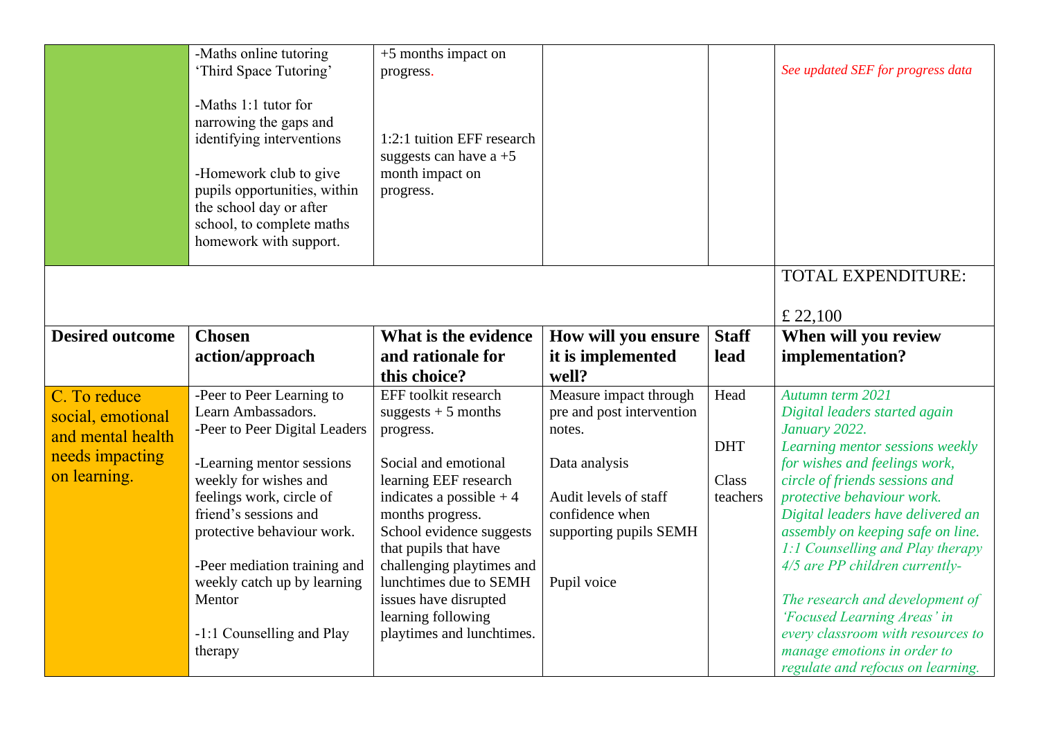| | | | | | |
|---|---|---|---|---|---|
| | -Maths online tutoring 'Third Space Tutoring'<br><br>-Maths 1:1 tutor for narrowing the gaps and identifying interventions<br><br>-Homework club to give pupils opportunities, within the school day or after school, to complete maths homework with support. | +5 months impact on progress.<br><br>1:2:1 tuition EFF research suggests can have a +5 month impact on progress. | | | *See updated SEF for progress data* |
| | | | | | TOTAL EXPENDITURE:<br><br>£ 22,100 |
| **Desired outcome** | **Chosen action/approach** | **What is the evidence and rationale for this choice?** | **How will you ensure it is implemented well?** | **Staff lead** | **When will you review implementation?** |
| C. To reduce social, emotional and mental health needs impacting on learning. | -Peer to Peer Learning to Learn Ambassadors.<br>-Peer to Peer Digital Leaders<br><br>-Learning mentor sessions weekly for wishes and feelings work, circle of friend's sessions and protective behaviour work.<br><br>-Peer mediation training and weekly catch up by learning Mentor<br><br>-1:1 Counselling and Play therapy | EFF toolkit research suggests + 5 months progress.<br><br>Social and emotional learning EEF research indicates a possible + 4 months progress.<br>School evidence suggests that pupils that have challenging playtimes and lunchtimes due to SEMH issues have disrupted learning following playtimes and lunchtimes. | Measure impact through pre and post intervention notes.<br><br>Data analysis<br><br>Audit levels of staff confidence when supporting pupils SEMH<br><br>Pupil voice | Head<br><br>DHT<br><br>Class teachers | *Autumn term 2021*<br>*Digital leaders started again January 2022.*<br>*Learning mentor sessions weekly for wishes and feelings work, circle of friends sessions and protective behaviour work.*<br>*Digital leaders have delivered an assembly on keeping safe on line.*<br>*1:1 Counselling and Play therapy 4/5 are PP children currently-*<br><br>*The research and development of 'Focused Learning Areas' in every classroom with resources to manage emotions in order to regulate and refocus on learning.* |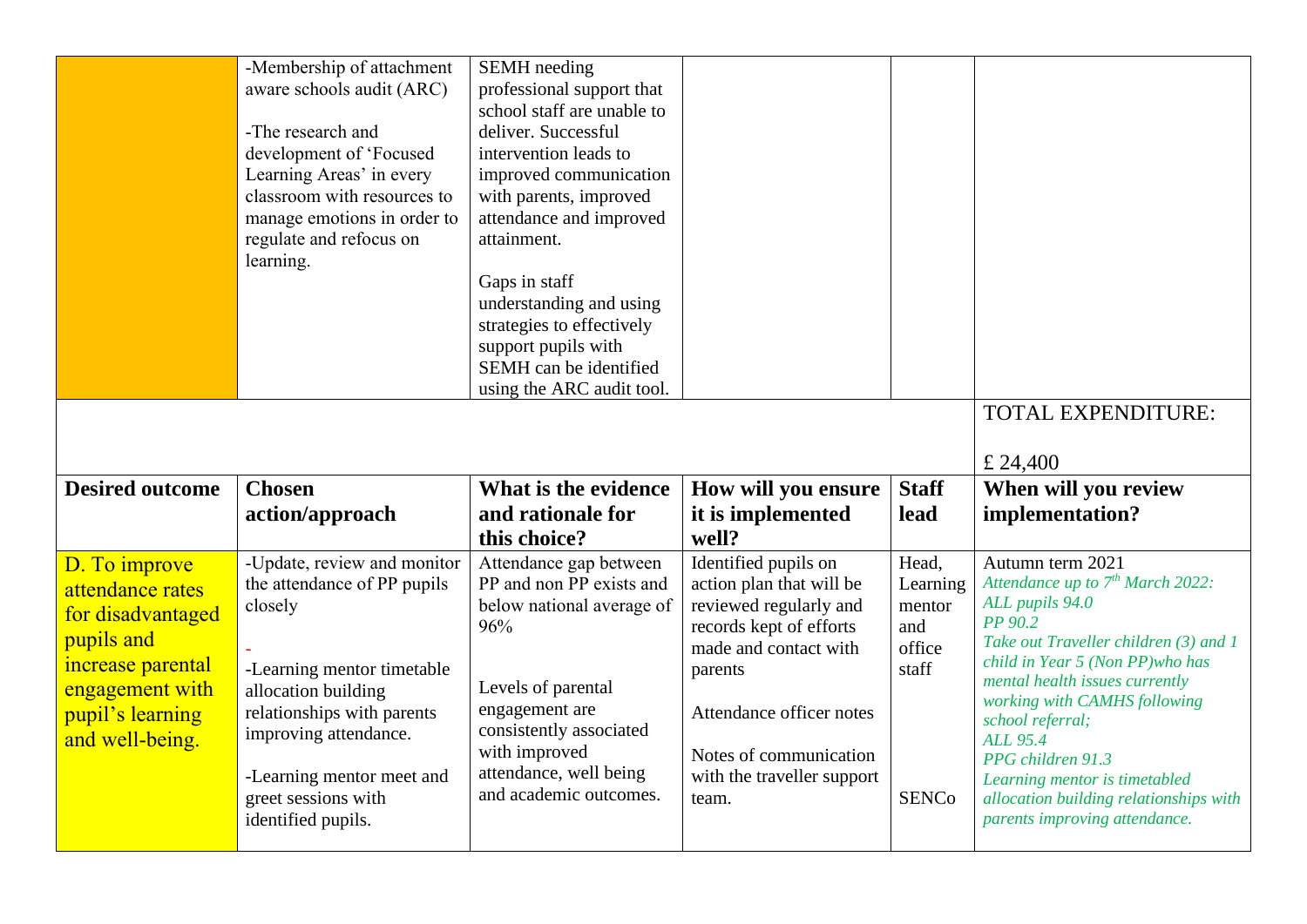| | | | | | |
|---|---|---|---|---|---|
| | -Membership of attachment aware schools audit (ARC)<br><br>-The research and development of 'Focused Learning Areas' in every classroom with resources to manage emotions in order to regulate and refocus on learning. | SEMH needing professional support that school staff are unable to deliver. Successful intervention leads to improved communication with parents, improved attendance and improved attainment.<br><br>Gaps in staff understanding and using strategies to effectively support pupils with SEMH can be identified using the ARC audit tool. | | | |
| | | | | | TOTAL EXPENDITURE:<br><br>£ 24,400 |
| **Desired outcome** | **Chosen action/approach** | **What is the evidence and rationale for this choice?** | **How will you ensure it is implemented well?** | **Staff lead** | **When will you review implementation?** |
| D. To improve attendance rates for disadvantaged pupils and increase parental engagement with pupil's learning and well-being. | -Update, review and monitor the attendance of PP pupils closely<br><br>-<br>-Learning mentor timetable allocation building relationships with parents improving attendance.<br><br>-Learning mentor meet and greet sessions with identified pupils. | Attendance gap between PP and non PP exists and below national average of 96%<br><br>Levels of parental engagement are consistently associated with improved attendance, well being and academic outcomes. | Identified pupils on action plan that will be reviewed regularly and records kept of efforts made and contact with parents<br><br>Attendance officer notes<br><br>Notes of communication with the traveller support team. | Head, Learning mentor and office staff<br><br>SENCo | Autumn term 2021<br>*Attendance up to 7th March 2022:*<br>*ALL pupils 94.0*<br>*PP 90.2*<br>*Take out Traveller children (3) and 1 child in Year 5 (Non PP)who has mental health issues currently working with CAMHS following school referral;*<br>*ALL 95.4*<br>*PPG children 91.3*<br>*Learning mentor is timetabled allocation building relationships with parents improving attendance.* |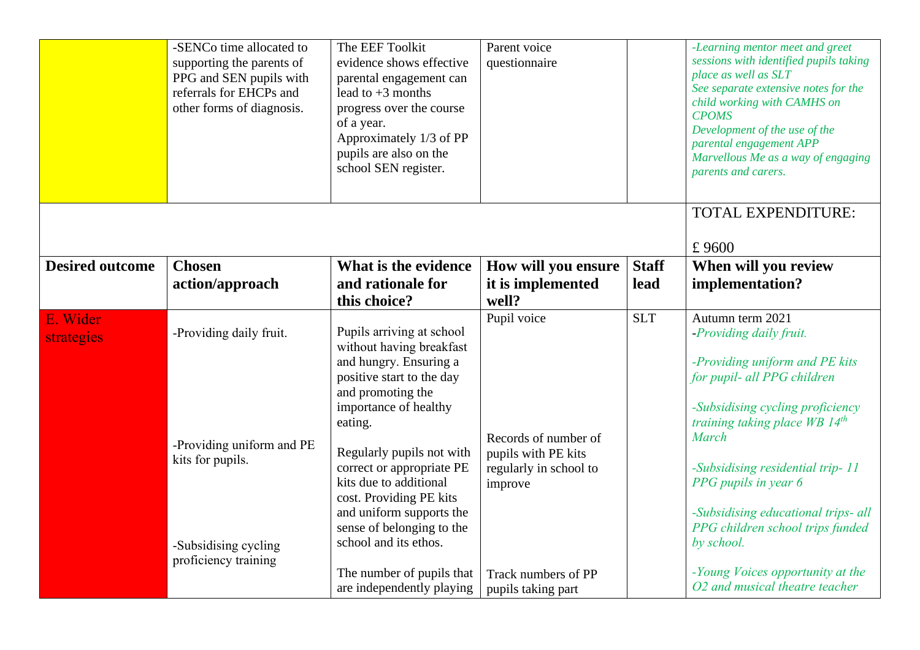| | | | | | |
|---|---|---|---|---|---|
| | -SENCo time allocated to supporting the parents of PPG and SEN pupils with referrals for EHCPs and other forms of diagnosis. | The EEF Toolkit evidence shows effective parental engagement can lead to +3 months progress over the course of a year. Approximately 1/3 of PP pupils are also on the school SEN register. | Parent voice questionnaire | | *-Learning mentor meet and greet sessions with identified pupils taking place as well as SLT* *See separate extensive notes for the child working with CAMHS on CPOMS* *Development of the use of the parental engagement APP Marvellous Me as a way of engaging parents and carers.* |
| | | | | | TOTAL EXPENDITURE: £ 9600 |
| **Desired outcome** | **Chosen action/approach** | **What is the evidence and rationale for this choice?** | **How will you ensure it is implemented well?** | **Staff lead** | **When will you review implementation?** |
| E. Wider strategies | -Providing daily fruit. -Providing uniform and PE kits for pupils. -Subsidising cycling proficiency training | Pupils arriving at school without having breakfast and hungry. Ensuring a positive start to the day and promoting the importance of healthy eating. Regularly pupils not with correct or appropriate PE kits due to additional cost. Providing PE kits and uniform supports the sense of belonging to the school and its ethos. The number of pupils that are independently playing | Pupil voice Records of number of pupils with PE kits regularly in school to improve Track numbers of PP pupils taking part | SLT | Autumn term 2021 *-Providing daily fruit.* *-Providing uniform and PE kits for pupil- all PPG children* *-Subsidising cycling proficiency training taking place WB 14th March* *-Subsidising residential trip- 11 PPG pupils in year 6* *-Subsidising educational trips- all PPG children school trips funded by school.* *-Young Voices opportunity at the O2 and musical theatre teacher* |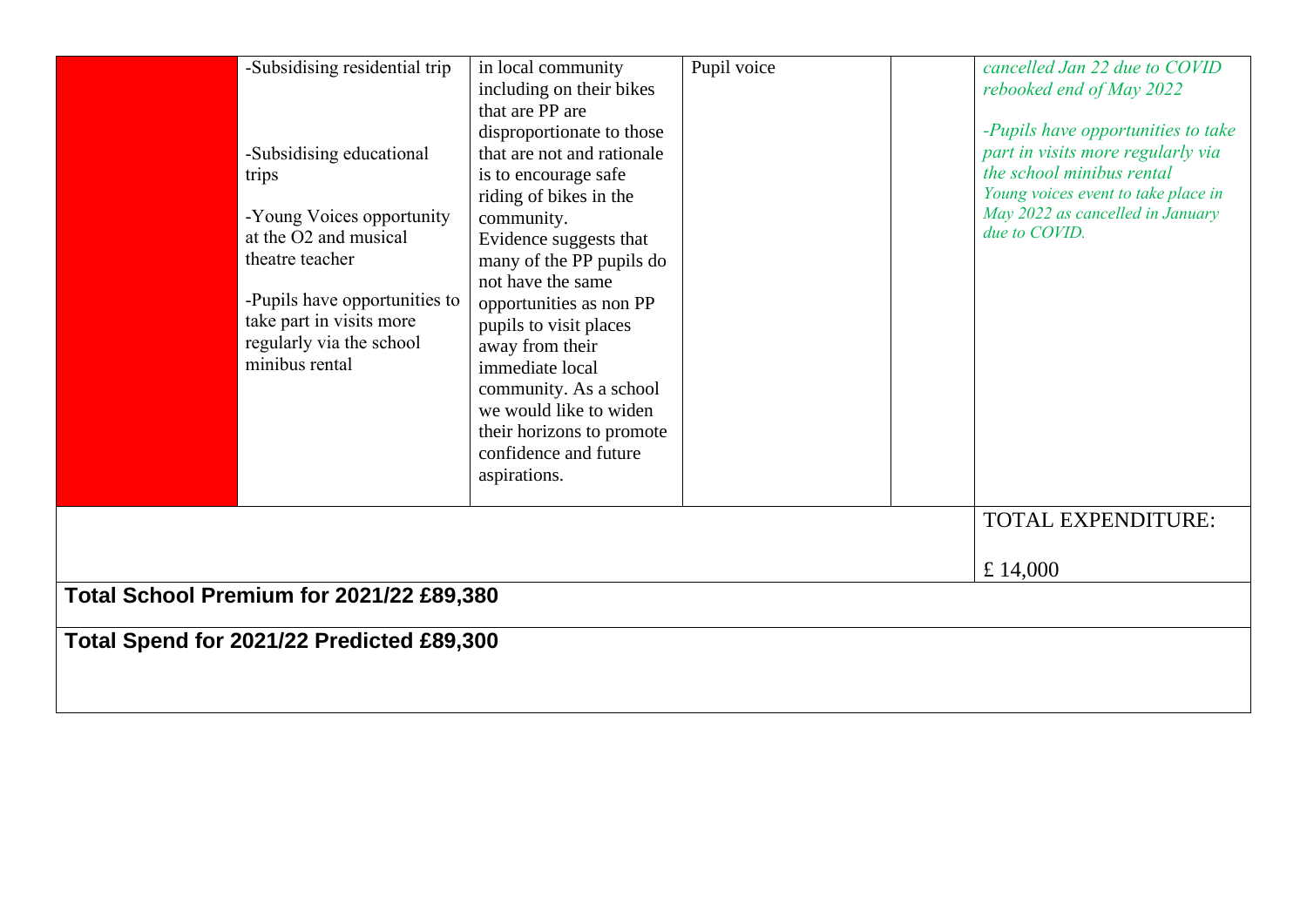| | | | | | |
|---|---|---|---|---|---|
| | -Subsidising residential trip<br><br>-Subsidising educational trips<br><br>-Young Voices opportunity at the O2 and musical theatre teacher<br><br>-Pupils have opportunities to take part in visits more regularly via the school minibus rental | in local community including on their bikes that are PP are disproportionate to those that are not and rationale is to encourage safe riding of bikes in the community.<br>Evidence suggests that many of the PP pupils do not have the same opportunities as non PP pupils to visit places away from their immediate local community. As a school we would like to widen their horizons to promote confidence and future aspirations. | Pupil voice | | *cancelled Jan 22 due to COVID rebooked end of May 2022*<br><br>*-Pupils have opportunities to take part in visits more regularly via the school minibus rental*<br>*Young voices event to take place in May 2022 as cancelled in January due to COVID.* |
| | | | | | TOTAL EXPENDITURE:<br><br>£ 14,000 |
| **Total School Premium for 2021/22 £89,380** | | | | | |
| **Total Spend for 2021/22 Predicted £89,300** | | | | | |